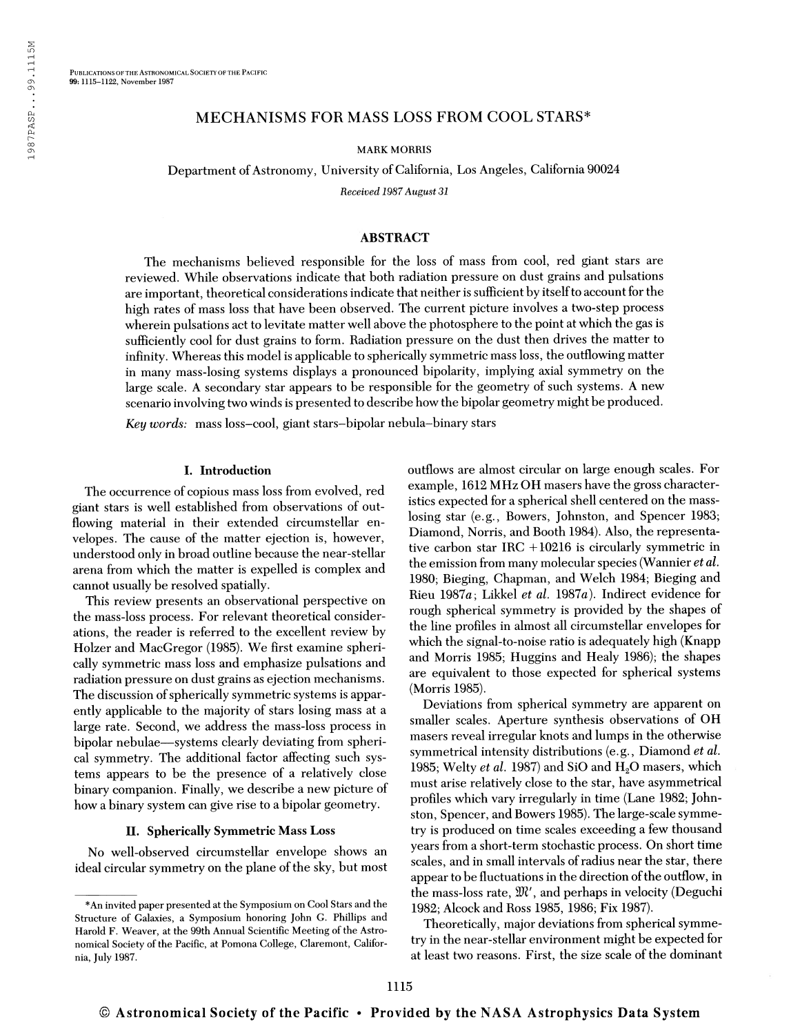# MECHANISMS FOR MASS LOSS FROM COOL STARS*

MARK MORRIS

Department of Astronomy, University of California, Los Angeles, California 90024

*Received 1987 August 31*

## ABSTRACT

The mechanisms believed responsible for the loss of mass from cool, red giant stars are reviewed. While observations indicate that both radiation pressure on dust grains and pulsations are important, theoretical considerations indicate that neither is sufficient by itself to account for the high rates of mass loss that have been observed. The current picture involves a two-step process wherein pulsations act to levitate matter well above the photosphere to the point at which the gas is sufficiently cool for dust grains to form. Radiation pressure on the dust then drives the matter to infinity. Whereas this model is applicable to spherically symmetric mass loss, the outflowing matter in many mass-losing systems displays a pronounced bipolarity, implying axial symmetry on the large scale. A secondary star appears to be responsible for the geometry of such systems. A new scenario involving two winds is presented to describe how the bipolar geometry might be produced.

*Key words:* mass loss–cool, giant stars–bipolar nebula–binary stars

## I. Introduction

The occurrence of copious mass loss from evolved, red giant stars is well established from observations of outflowing material in their extended circumstellar envelopes. The cause of the matter ejection is, however, understood only in broad outline because the near-stellar arena from which the matter is expelled is complex and cannot usually be resolved spatially.

This review presents an observational perspective on the mass-loss process. For relevant theoretical considerations, the reader is referred to the excellent review by Holzer and MacGregor (1985). We first examine spherically symmetric mass loss and emphasize pulsations and radiation pressure on dust grains as ejection mechanisms. The discussion of spherically symmetric systems is apparently applicable to the majority of stars losing mass at a large rate. Second, we address the mass-loss process in bipolar nebulae—systems clearly deviating from spherical symmetry. The additional factor affecting such systems appears to be the presence of a relatively close binary companion. Finally, we describe a new picture of how a binary system can give rise to a bipolar geometry.

## II. Spherically Symmetric Mass Loss

No well-observed circumstellar envelope shows an ideal circular symmetry on the plane of the sky, but most outflows are almost circular on large enough scales. For example, 1612 MHz OH masers have the gross characteristics expected for a spherical shell centered on the mass-losing star (e.g., Bowers, Johnston, and Spencer 1983; Diamond, Norris, and Booth 1984). Also, the representative carbon star IRC +10216 is circularly symmetric in the emission from many molecular species (Wannier *et al.* 1980; Bieging, Chapman, and Welch 1984; Bieging and Rieu 1987*a*; Likkel *et al.* 1987*a*). Indirect evidence for rough spherical symmetry is provided by the shapes of the line profiles in almost all circumstellar envelopes for which the signal-to-noise ratio is adequately high (Knapp and Morris 1985; Huggins and Healy 1986); the shapes are equivalent to those expected for spherical systems (Morris 1985).

Deviations from spherical symmetry are apparent on smaller scales. Aperture synthesis observations of OH masers reveal irregular knots and lumps in the otherwise symmetrical intensity distributions (e.g., Diamond *et al.* 1985; Welty *et al.* 1987) and SiO and $H_2O$ masers, which must arise relatively close to the star, have asymmetrical profiles which vary irregularly in time (Lane 1982; Johnston, Spencer, and Bowers 1985). The large-scale symmetry is produced on time scales exceeding a few thousand years from a short-term stochastic process. On short time scales, and in small intervals of radius near the star, there appear to be fluctuations in the direction of the outflow, in the mass-loss rate, $\dot{\mathfrak{M}}$, and perhaps in velocity (Deguchi 1982; Alcock and Ross 1985, 1986; Fix 1987).

Theoretically, major deviations from spherical symmetry in the near-stellar environment might be expected for at least two reasons. First, the size scale of the dominant

---

*An invited paper presented at the Symposium on Cool Stars and the Structure of Galaxies, a Symposium honoring John G. Phillips and Harold F. Weaver, at the 99th Annual Scientific Meeting of the Astronomical Society of the Pacific, at Pomona College, Claremont, California, July 1987.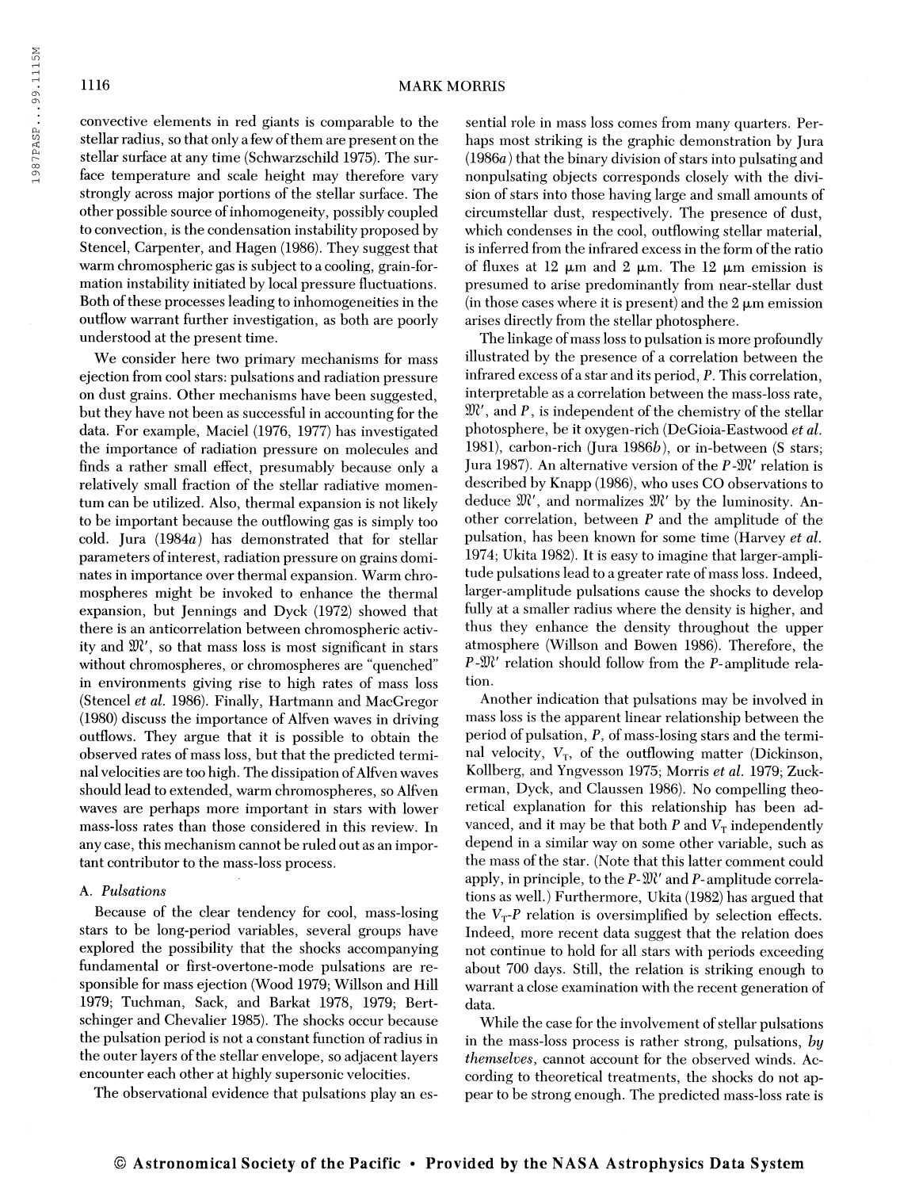convective elements in red giants is comparable to the stellar radius, so that only a few of them are present on the stellar surface at any time (Schwarzschild 1975). The surface temperature and scale height may therefore vary strongly across major portions of the stellar surface. The other possible source of inhomogeneity, possibly coupled to convection, is the condensation instability proposed by Stencel, Carpenter, and Hagen (1986). They suggest that warm chromospheric gas is subject to a cooling, grain-formation instability initiated by local pressure fluctuations. Both of these processes leading to inhomogeneities in the outflow warrant further investigation, as both are poorly understood at the present time.

We consider here two primary mechanisms for mass ejection from cool stars: pulsations and radiation pressure on dust grains. Other mechanisms have been suggested, but they have not been as successful in accounting for the data. For example, Maciel (1976, 1977) has investigated the importance of radiation pressure on molecules and finds a rather small effect, presumably because only a relatively small fraction of the stellar radiative momentum can be utilized. Also, thermal expansion is not likely to be important because the outflowing gas is simply too cold. Jura (1984*a*) has demonstrated that for stellar parameters of interest, radiation pressure on grains dominates in importance over thermal expansion. Warm chromospheres might be invoked to enhance the thermal expansion, but Jennings and Dyck (1972) showed that there is an anticorrelation between chromospheric activity and $\dot{\mathfrak{M}}$, so that mass loss is most significant in stars without chromospheres, or chromospheres are "quenched" in environments giving rise to high rates of mass loss (Stencel *et al.* 1986). Finally, Hartmann and MacGregor (1980) discuss the importance of Alfven waves in driving outflows. They argue that it is possible to obtain the observed rates of mass loss, but that the predicted terminal velocities are too high. The dissipation of Alfven waves should lead to extended, warm chromospheres, so Alfven waves are perhaps more important in stars with lower mass-loss rates than those considered in this review. In any case, this mechanism cannot be ruled out as an important contributor to the mass-loss process.

### A. *Pulsations*

Because of the clear tendency for cool, mass-losing stars to be long-period variables, several groups have explored the possibility that the shocks accompanying fundamental or first-overtone-mode pulsations are responsible for mass ejection (Wood 1979; Willson and Hill 1979; Tuchman, Sack, and Barkat 1978, 1979; Bertschinger and Chevalier 1985). The shocks occur because the pulsation period is not a constant function of radius in the outer layers of the stellar envelope, so adjacent layers encounter each other at highly supersonic velocities.

The observational evidence that pulsations play an essential role in mass loss comes from many quarters. Perhaps most striking is the graphic demonstration by Jura (1986*a*) that the binary division of stars into pulsating and nonpulsating objects corresponds closely with the division of stars into those having large and small amounts of circumstellar dust, respectively. The presence of dust, which condenses in the cool, outflowing stellar material, is inferred from the infrared excess in the form of the ratio of fluxes at 12 μm and 2 μm. The 12 μm emission is presumed to arise predominantly from near-stellar dust (in those cases where it is present) and the 2 μm emission arises directly from the stellar photosphere.

The linkage of mass loss to pulsation is more profoundly illustrated by the presence of a correlation between the infrared excess of a star and its period, $P$. This correlation, interpretable as a correlation between the mass-loss rate, $\dot{\mathfrak{M}}$, and $P$, is independent of the chemistry of the stellar photosphere, be it oxygen-rich (DeGioia-Eastwood *et al.* 1981), carbon-rich (Jura 1986*b*), or in-between (S stars; Jura 1987). An alternative version of the $P$-$\dot{\mathfrak{M}}$ relation is described by Knapp (1986), who uses CO observations to deduce $\dot{\mathfrak{M}}$, and normalizes $\dot{\mathfrak{M}}$ by the luminosity. Another correlation, between $P$ and the amplitude of the pulsation, has been known for some time (Harvey *et al.* 1974; Ukita 1982). It is easy to imagine that larger-amplitude pulsations lead to a greater rate of mass loss. Indeed, larger-amplitude pulsations cause the shocks to develop fully at a smaller radius where the density is higher, and thus they enhance the density throughout the upper atmosphere (Willson and Bowen 1986). Therefore, the $P$-$\dot{\mathfrak{M}}$ relation should follow from the $P$-amplitude relation.

Another indication that pulsations may be involved in mass loss is the apparent linear relationship between the period of pulsation, $P$, of mass-losing stars and the terminal velocity, $V_T$, of the outflowing matter (Dickinson, Kollberg, and Yngvesson 1975; Morris *et al.* 1979; Zuckerman, Dyck, and Claussen 1986). No compelling theoretical explanation for this relationship has been advanced, and it may be that both $P$ and $V_T$ independently depend in a similar way on some other variable, such as the mass of the star. (Note that this latter comment could apply, in principle, to the $P$-$\dot{\mathfrak{M}}$ and $P$-amplitude correlations as well.) Furthermore, Ukita (1982) has argued that the $V_T$-$P$ relation is oversimplified by selection effects. Indeed, more recent data suggest that the relation does not continue to hold for all stars with periods exceeding about 700 days. Still, the relation is striking enough to warrant a close examination with the recent generation of data.

While the case for the involvement of stellar pulsations in the mass-loss process is rather strong, pulsations, *by themselves*, cannot account for the observed winds. According to theoretical treatments, the shocks do not appear to be strong enough. The predicted mass-loss rate is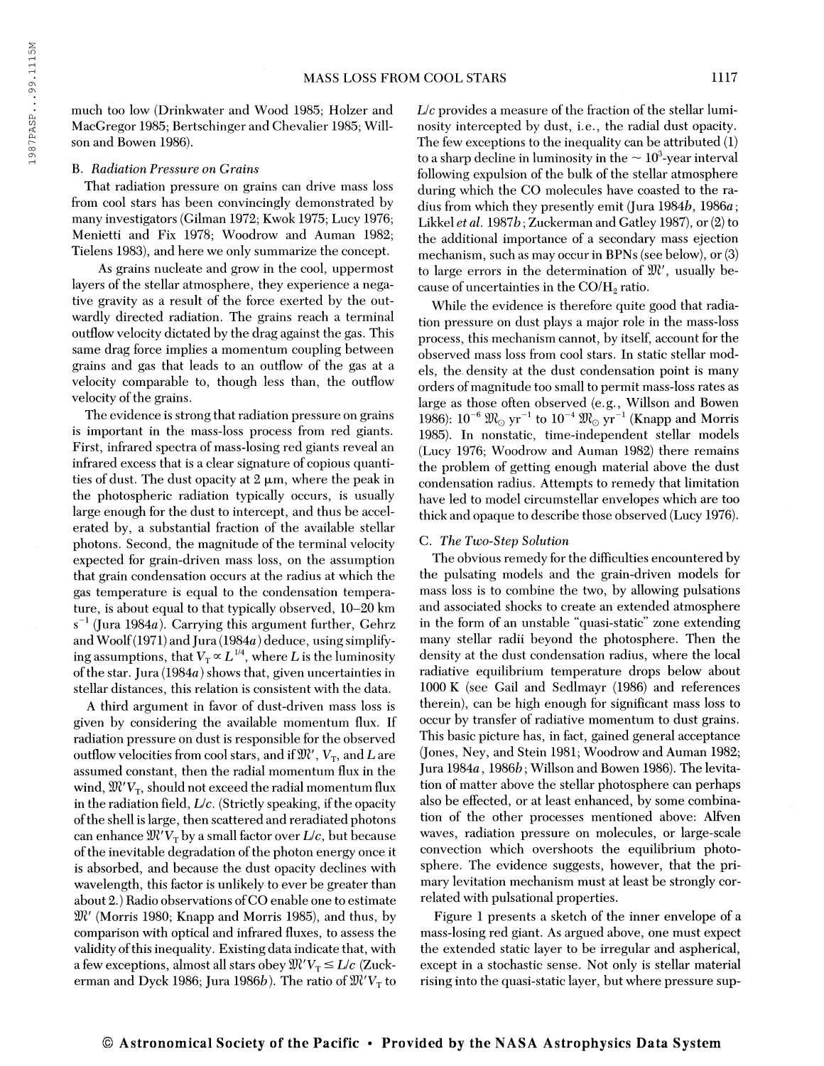much too low (Drinkwater and Wood 1985; Holzer and MacGregor 1985; Bertschinger and Chevalier 1985; Willson and Bowen 1986).

### B. *Radiation Pressure on Grains*

That radiation pressure on grains can drive mass loss from cool stars has been convincingly demonstrated by many investigators (Gilman 1972; Kwok 1975; Lucy 1976; Menietti and Fix 1978; Woodrow and Auman 1982; Tielens 1983), and here we only summarize the concept.

As grains nucleate and grow in the cool, uppermost layers of the stellar atmosphere, they experience a negative gravity as a result of the force exerted by the outwardly directed radiation. The grains reach a terminal outflow velocity dictated by the drag against the gas. This same drag force implies a momentum coupling between grains and gas that leads to an outflow of the gas at a velocity comparable to, though less than, the outflow velocity of the grains.

The evidence is strong that radiation pressure on grains is important in the mass-loss process from red giants. First, infrared spectra of mass-losing red giants reveal an infrared excess that is a clear signature of copious quantities of dust. The dust opacity at 2 μm, where the peak in the photospheric radiation typically occurs, is usually large enough for the dust to intercept, and thus be accelerated by, a substantial fraction of the available stellar photons. Second, the magnitude of the terminal velocity expected for grain-driven mass loss, on the assumption that grain condensation occurs at the radius at which the gas temperature is equal to the condensation temperature, is about equal to that typically observed, 10–20 km $s^{-1}$ (Jura 1984*a*). Carrying this argument further, Gehrz and Woolf (1971) and Jura (1984*a*) deduce, using simplifying assumptions, that $V_T \propto L^{1/4}$, where $L$ is the luminosity of the star. Jura (1984*a*) shows that, given uncertainties in stellar distances, this relation is consistent with the data.

A third argument in favor of dust-driven mass loss is given by considering the available momentum flux. If radiation pressure on dust is responsible for the observed outflow velocities from cool stars, and if $\mathfrak{M}'$, $V_T$, and $L$ are assumed constant, then the radial momentum flux in the wind, $\mathfrak{M}'V_T$, should not exceed the radial momentum flux in the radiation field, $L/c$. (Strictly speaking, if the opacity of the shell is large, then scattered and reradiated photons can enhance $\mathfrak{M}'V_T$ by a small factor over $L/c$, but because of the inevitable degradation of the photon energy once it is absorbed, and because the dust opacity declines with wavelength, this factor is unlikely to ever be greater than about 2.) Radio observations of CO enable one to estimate $\mathfrak{M}'$ (Morris 1980; Knapp and Morris 1985), and thus, by comparison with optical and infrared fluxes, to assess the validity of this inequality. Existing data indicate that, with a few exceptions, almost all stars obey $\mathfrak{M}'V_T \leq L/c$ (Zuckerman and Dyck 1986; Jura 1986*b*). The ratio of $\mathfrak{M}'V_T$ to $L/c$ provides a measure of the fraction of the stellar luminosity intercepted by dust, i.e., the radial dust opacity. The few exceptions to the inequality can be attributed (1) to a sharp decline in luminosity in the $\sim 10^3$-year interval following expulsion of the bulk of the stellar atmosphere during which the CO molecules have coasted to the radius from which they presently emit (Jura 1984*b*, 1986*a*; Likkel *et al.* 1987*b*; Zuckerman and Gatley 1987), or (2) to the additional importance of a secondary mass ejection mechanism, such as may occur in BPNs (see below), or (3) to large errors in the determination of $\mathfrak{M}'$, usually because of uncertainties in the $CO/H_2$ ratio.

While the evidence is therefore quite good that radiation pressure on dust plays a major role in the mass-loss process, this mechanism cannot, by itself, account for the observed mass loss from cool stars. In static stellar models, the density at the dust condensation point is many orders of magnitude too small to permit mass-loss rates as large as those often observed (e.g., Willson and Bowen 1986): $10^{-6}\ \mathfrak{M}_\odot\ yr^{-1}$ to $10^{-4}\ \mathfrak{M}_\odot\ yr^{-1}$ (Knapp and Morris 1985). In nonstatic, time-independent stellar models (Lucy 1976; Woodrow and Auman 1982) there remains the problem of getting enough material above the dust condensation radius. Attempts to remedy that limitation have led to model circumstellar envelopes which are too thick and opaque to describe those observed (Lucy 1976).

### C. *The Two-Step Solution*

The obvious remedy for the difficulties encountered by the pulsating models and the grain-driven models for mass loss is to combine the two, by allowing pulsations and associated shocks to create an extended atmosphere in the form of an unstable "quasi-static" zone extending many stellar radii beyond the photosphere. Then the density at the dust condensation radius, where the local radiative equilibrium temperature drops below about 1000 K (see Gail and Sedlmayr (1986) and references therein), can be high enough for significant mass loss to occur by transfer of radiative momentum to dust grains. This basic picture has, in fact, gained general acceptance (Jones, Ney, and Stein 1981; Woodrow and Auman 1982; Jura 1984*a*, 1986*b*; Willson and Bowen 1986). The levitation of matter above the stellar photosphere can perhaps also be effected, or at least enhanced, by some combination of the other processes mentioned above: Alfven waves, radiation pressure on molecules, or large-scale convection which overshoots the equilibrium photosphere. The evidence suggests, however, that the primary levitation mechanism must at least be strongly correlated with pulsational properties.

Figure 1 presents a sketch of the inner envelope of a mass-losing red giant. As argued above, one must expect the extended static layer to be irregular and aspherical, except in a stochastic sense. Not only is stellar material rising into the quasi-static layer, but where pressure sup-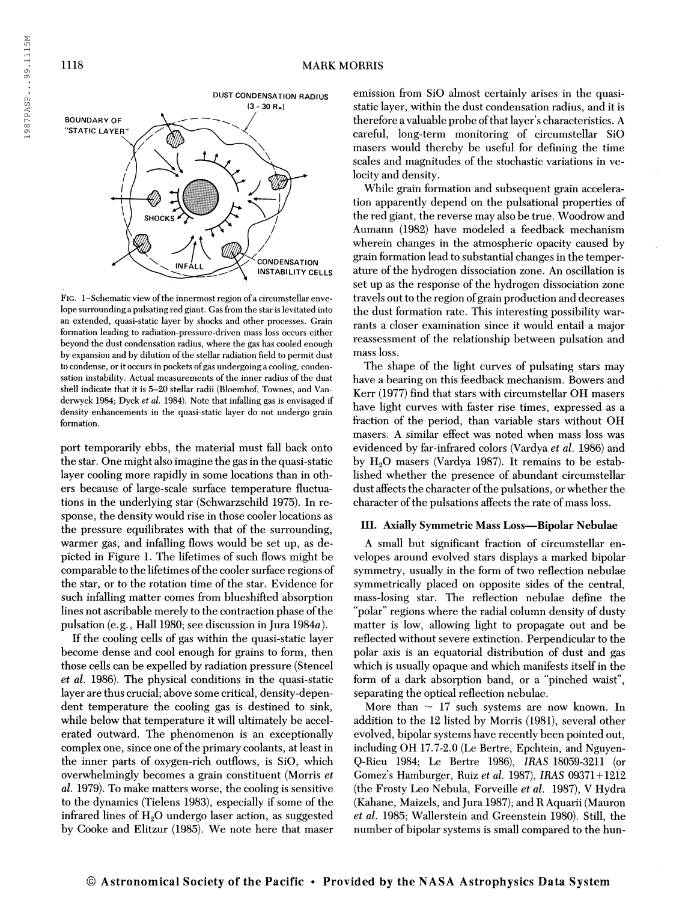FIG. 1—Schematic view of the innermost region of a circumstellar envelope surrounding a pulsating red giant. Gas from the star is levitated into an extended, quasi-static layer by shocks and other processes. Grain formation leading to radiation-pressure-driven mass loss occurs either beyond the dust condensation radius, where the gas has cooled enough by expansion and by dilution of the stellar radiation field to permit dust to condense, or it occurs in pockets of gas undergoing a cooling, condensation instability. Actual measurements of the inner radius of the dust shell indicate that it is 5–20 stellar radii (Bloemhof, Townes, and Vanderwyck 1984; Dyck *et al.* 1984). Note that infalling gas is envisaged if density enhancements in the quasi-static layer do not undergo grain formation.

port temporarily ebbs, the material must fall back onto the star. One might also imagine the gas in the quasi-static layer cooling more rapidly in some locations than in others because of large-scale surface temperature fluctuations in the underlying star (Schwarzschild 1975). In response, the density would rise in those cooler locations as the pressure equilibrates with that of the surrounding, warmer gas, and infalling flows would be set up, as depicted in Figure 1. The lifetimes of such flows might be comparable to the lifetimes of the cooler surface regions of the star, or to the rotation time of the star. Evidence for such infalling matter comes from blueshifted absorption lines not ascribable merely to the contraction phase of the pulsation (e.g., Hall 1980; see discussion in Jura 1984*a*).

If the cooling cells of gas within the quasi-static layer become dense and cool enough for grains to form, then those cells can be expelled by radiation pressure (Stencel *et al.* 1986). The physical conditions in the quasi-static layer are thus crucial; above some critical, density-dependent temperature the cooling gas is destined to sink, while below that temperature it will ultimately be accelerated outward. The phenomenon is an exceptionally complex one, since one of the primary coolants, at least in the inner parts of oxygen-rich outflows, is SiO, which overwhelmingly becomes a grain constituent (Morris *et al.* 1979). To make matters worse, the cooling is sensitive to the dynamics (Tielens 1983), especially if some of the infrared lines of $H_2O$ undergo laser action, as suggested by Cooke and Elitzur (1985). We note here that maser emission from SiO almost certainly arises in the quasi-static layer, within the dust condensation radius, and it is therefore a valuable probe of that layer's characteristics. A careful, long-term monitoring of circumstellar SiO masers would thereby be useful for defining the time scales and magnitudes of the stochastic variations in velocity and density.

While grain formation and subsequent grain acceleration apparently depend on the pulsational properties of the red giant, the reverse may also be true. Woodrow and Aumann (1982) have modeled a feedback mechanism wherein changes in the atmospheric opacity caused by grain formation lead to substantial changes in the temperature of the hydrogen dissociation zone. An oscillation is set up as the response of the hydrogen dissociation zone travels out to the region of grain production and decreases the dust formation rate. This interesting possibility warrants a closer examination since it would entail a major reassessment of the relationship between pulsation and mass loss.

The shape of the light curves of pulsating stars may have a bearing on this feedback mechanism. Bowers and Kerr (1977) find that stars with circumstellar OH masers have light curves with faster rise times, expressed as a fraction of the period, than variable stars without OH masers. A similar effect was noted when mass loss was evidenced by far-infrared colors (Vardya *et al.* 1986) and by $H_2O$ masers (Vardya 1987). It remains to be established whether the presence of abundant circumstellar dust affects the character of the pulsations, or whether the character of the pulsations affects the rate of mass loss.

## III. Axially Symmetric Mass Loss—Bipolar Nebulae

A small but significant fraction of circumstellar envelopes around evolved stars displays a marked bipolar symmetry, usually in the form of two reflection nebulae symmetrically placed on opposite sides of the central, mass-losing star. The reflection nebulae define the "polar" regions where the radial column density of dusty matter is low, allowing light to propagate out and be reflected without severe extinction. Perpendicular to the polar axis is an equatorial distribution of dust and gas which is usually opaque and which manifests itself in the form of a dark absorption band, or a "pinched waist", separating the optical reflection nebulae.

More than ~ 17 such systems are now known. In addition to the 12 listed by Morris (1981), several other evolved, bipolar systems have recently been pointed out, including OH 17.7-2.0 (Le Bertre, Epchtein, and Nguyen-Q-Rieu 1984; Le Bertre 1986), *IRAS* 18059-3211 (or Gomez's Hamburger, Ruiz *et al.* 1987), *IRAS* 09371+1212 (the Frosty Leo Nebula, Forveille *et al.* 1987), V Hydra (Kahane, Maizels, and Jura 1987); and R Aquarii (Mauron *et al.* 1985; Wallerstein and Greenstein 1980). Still, the number of bipolar systems is small compared to the hun-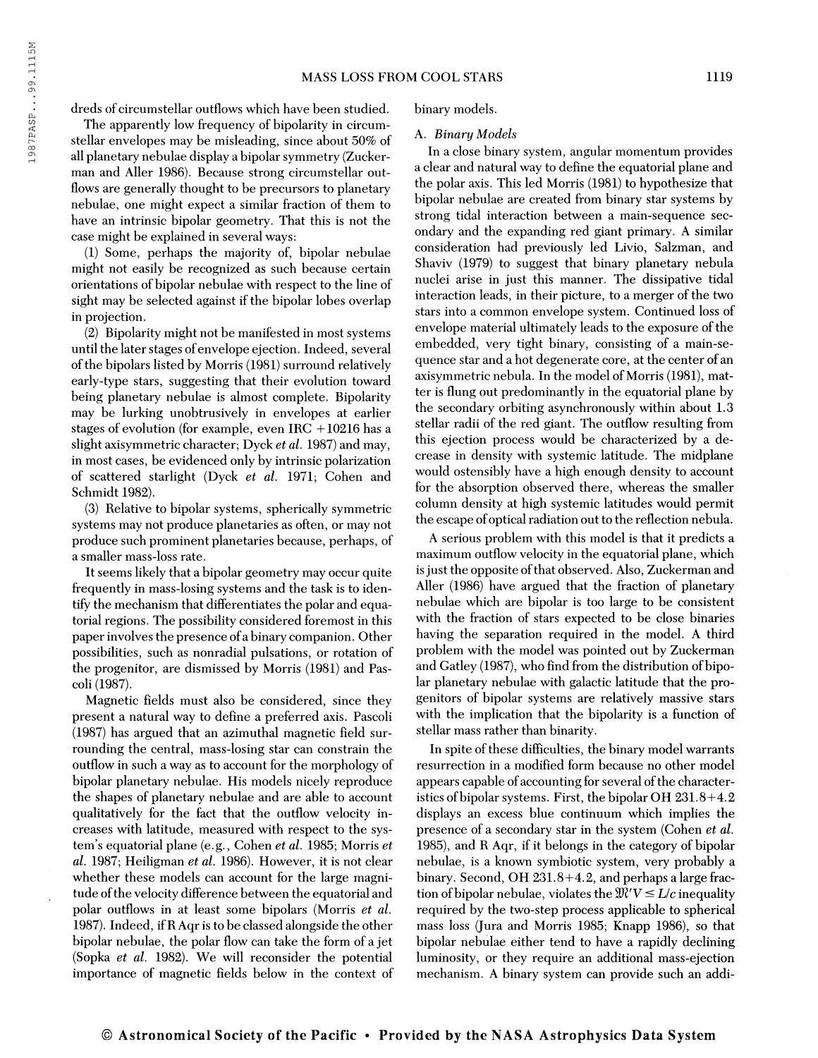dreds of circumstellar outflows which have been studied.

The apparently low frequency of bipolarity in circumstellar envelopes may be misleading, since about 50% of all planetary nebulae display a bipolar symmetry (Zuckerman and Aller 1986). Because strong circumstellar outflows are generally thought to be precursors to planetary nebulae, one might expect a similar fraction of them to have an intrinsic bipolar geometry. That this is not the case might be explained in several ways:

(1) Some, perhaps the majority of, bipolar nebulae might not easily be recognized as such because certain orientations of bipolar nebulae with respect to the line of sight may be selected against if the bipolar lobes overlap in projection.

(2) Bipolarity might not be manifested in most systems until the later stages of envelope ejection. Indeed, several of the bipolars listed by Morris (1981) surround relatively early-type stars, suggesting that their evolution toward being planetary nebulae is almost complete. Bipolarity may be lurking unobtrusively in envelopes at earlier stages of evolution (for example, even IRC +10216 has a slight axisymmetric character; Dyck *et al.* 1987) and may, in most cases, be evidenced only by intrinsic polarization of scattered starlight (Dyck *et al.* 1971; Cohen and Schmidt 1982).

(3) Relative to bipolar systems, spherically symmetric systems may not produce planetaries as often, or may not produce such prominent planetaries because, perhaps, of a smaller mass-loss rate.

It seems likely that a bipolar geometry may occur quite frequently in mass-losing systems and the task is to identify the mechanism that differentiates the polar and equatorial regions. The possibility considered foremost in this paper involves the presence of a binary companion. Other possibilities, such as nonradial pulsations, or rotation of the progenitor, are dismissed by Morris (1981) and Pascoli (1987).

Magnetic fields must also be considered, since they present a natural way to define a preferred axis. Pascoli (1987) has argued that an azimuthal magnetic field surrounding the central, mass-losing star can constrain the outflow in such a way as to account for the morphology of bipolar planetary nebulae. His models nicely reproduce the shapes of planetary nebulae and are able to account qualitatively for the fact that the outflow velocity increases with latitude, measured with respect to the system's equatorial plane (e.g., Cohen *et al.* 1985; Morris *et al.* 1987; Heiligman *et al.* 1986). However, it is not clear whether these models can account for the large magnitude of the velocity difference between the equatorial and polar outflows in at least some bipolars (Morris *et al.* 1987). Indeed, if R Aqr is to be classed alongside the other bipolar nebulae, the polar flow can take the form of a jet (Sopka *et al.* 1982). We will reconsider the potential importance of magnetic fields below in the context of binary models.

### A. *Binary Models*

In a close binary system, angular momentum provides a clear and natural way to define the equatorial plane and the polar axis. This led Morris (1981) to hypothesize that bipolar nebulae are created from binary star systems by strong tidal interaction between a main-sequence secondary and the expanding red giant primary. A similar consideration had previously led Livio, Salzman, and Shaviv (1979) to suggest that binary planetary nebula nuclei arise in just this manner. The dissipative tidal interaction leads, in their picture, to a merger of the two stars into a common envelope system. Continued loss of envelope material ultimately leads to the exposure of the embedded, very tight binary, consisting of a main-sequence star and a hot degenerate core, at the center of an axisymmetric nebula. In the model of Morris (1981), matter is flung out predominantly in the equatorial plane by the secondary orbiting asynchronously within about 1.3 stellar radii of the red giant. The outflow resulting from this ejection process would be characterized by a decrease in density with systemic latitude. The midplane would ostensibly have a high enough density to account for the absorption observed there, whereas the smaller column density at high systemic latitudes would permit the escape of optical radiation out to the reflection nebula.

A serious problem with this model is that it predicts a maximum outflow velocity in the equatorial plane, which is just the opposite of that observed. Also, Zuckerman and Aller (1986) have argued that the fraction of planetary nebulae which are bipolar is too large to be consistent with the fraction of stars expected to be close binaries having the separation required in the model. A third problem with the model was pointed out by Zuckerman and Gatley (1987), who find from the distribution of bipolar planetary nebulae with galactic latitude that the progenitors of bipolar systems are relatively massive stars with the implication that the bipolarity is a function of stellar mass rather than binarity.

In spite of these difficulties, the binary model warrants resurrection in a modified form because no other model appears capable of accounting for several of the characteristics of bipolar systems. First, the bipolar OH 231.8+4.2 displays an excess blue continuum which implies the presence of a secondary star in the system (Cohen *et al.* 1985), and R Aqr, if it belongs in the category of bipolar nebulae, is a known symbiotic system, very probably a binary. Second, OH 231.8+4.2, and perhaps a large fraction of bipolar nebulae, violates the $\mathfrak{M}'V \leq L/c$ inequality required by the two-step process applicable to spherical mass loss (Jura and Morris 1985; Knapp 1986), so that bipolar nebulae either tend to have a rapidly declining luminosity, or they require an additional mass-ejection mechanism. A binary system can provide such an addi-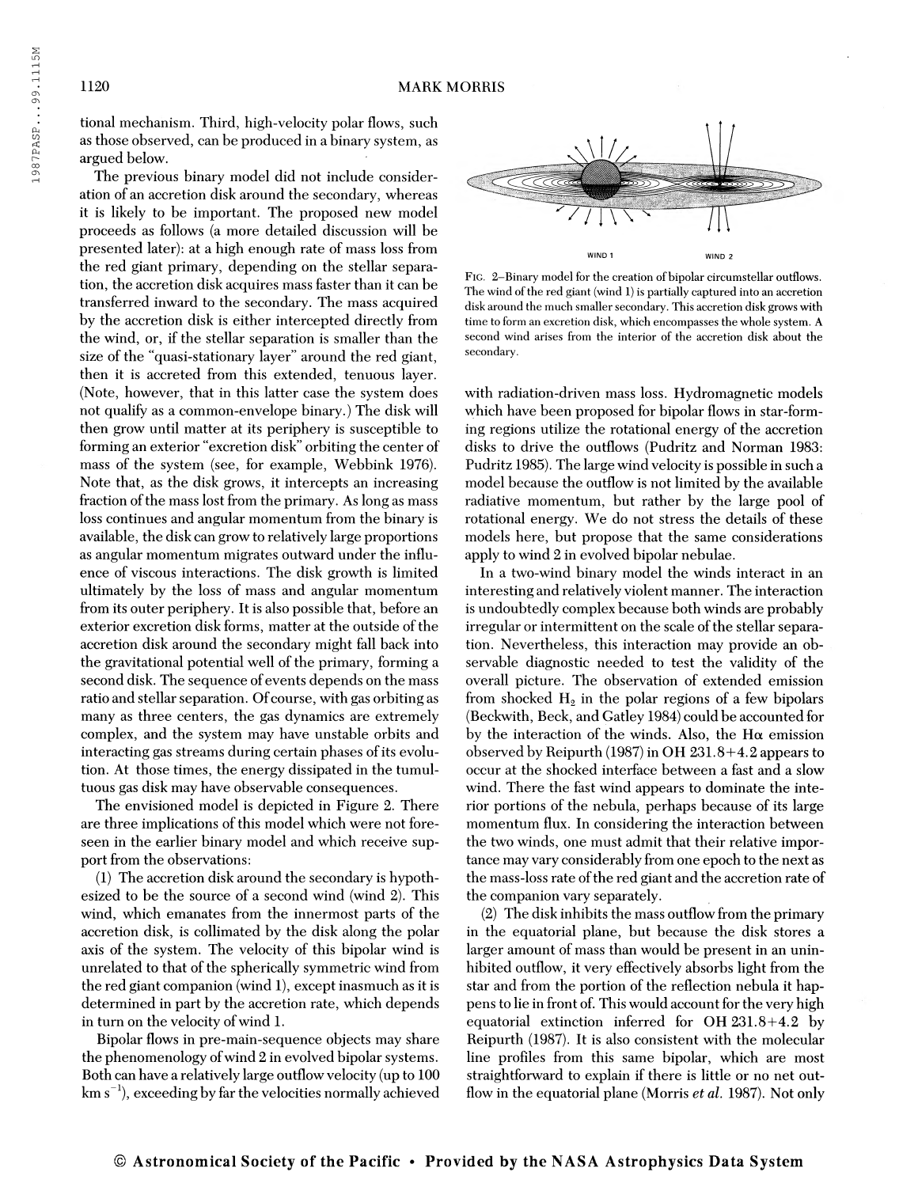tional mechanism. Third, high-velocity polar flows, such as those observed, can be produced in a binary system, as argued below.

The previous binary model did not include consideration of an accretion disk around the secondary, whereas it is likely to be important. The proposed new model proceeds as follows (a more detailed discussion will be presented later): at a high enough rate of mass loss from the red giant primary, depending on the stellar separation, the accretion disk acquires mass faster than it can be transferred inward to the secondary. The mass acquired by the accretion disk is either intercepted directly from the wind, or, if the stellar separation is smaller than the size of the "quasi-stationary layer" around the red giant, then it is accreted from this extended, tenuous layer. (Note, however, that in this latter case the system does not qualify as a common-envelope binary.) The disk will then grow until matter at its periphery is susceptible to forming an exterior "excretion disk" orbiting the center of mass of the system (see, for example, Webbink 1976). Note that, as the disk grows, it intercepts an increasing fraction of the mass lost from the primary. As long as mass loss continues and angular momentum from the binary is available, the disk can grow to relatively large proportions as angular momentum migrates outward under the influence of viscous interactions. The disk growth is limited ultimately by the loss of mass and angular momentum from its outer periphery. It is also possible that, before an exterior excretion disk forms, matter at the outside of the accretion disk around the secondary might fall back into the gravitational potential well of the primary, forming a second disk. The sequence of events depends on the mass ratio and stellar separation. Of course, with gas orbiting as many as three centers, the gas dynamics are extremely complex, and the system may have unstable orbits and interacting gas streams during certain phases of its evolution. At those times, the energy dissipated in the tumultuous gas disk may have observable consequences.

The envisioned model is depicted in Figure 2. There are three implications of this model which were not foreseen in the earlier binary model and which receive support from the observations:

(1) The accretion disk around the secondary is hypothesized to be the source of a second wind (wind 2). This wind, which emanates from the innermost parts of the accretion disk, is collimated by the disk along the polar axis of the system. The velocity of this bipolar wind is unrelated to that of the spherically symmetric wind from the red giant companion (wind 1), except inasmuch as it is determined in part by the accretion rate, which depends in turn on the velocity of wind 1.

Bipolar flows in pre-main-sequence objects may share the phenomenology of wind 2 in evolved bipolar systems. Both can have a relatively large outflow velocity (up to 100 km $s^{-1}$), exceeding by far the velocities normally achieved with radiation-driven mass loss. Hydromagnetic models which have been proposed for bipolar flows in star-forming regions utilize the rotational energy of the accretion disks to drive the outflows (Pudritz and Norman 1983: Pudritz 1985). The large wind velocity is possible in such a model because the outflow is not limited by the available radiative momentum, but rather by the large pool of rotational energy. We do not stress the details of these models here, but propose that the same considerations apply to wind 2 in evolved bipolar nebulae.

WIND 1 WIND 2

FIG. 2–Binary model for the creation of bipolar circumstellar outflows. The wind of the red giant (wind 1) is partially captured into an accretion disk around the much smaller secondary. This accretion disk grows with time to form an excretion disk, which encompasses the whole system. A second wind arises from the interior of the accretion disk about the secondary.

In a two-wind binary model the winds interact in an interesting and relatively violent manner. The interaction is undoubtedly complex because both winds are probably irregular or intermittent on the scale of the stellar separation. Nevertheless, this interaction may provide an observable diagnostic needed to test the validity of the overall picture. The observation of extended emission from shocked $H_2$ in the polar regions of a few bipolars (Beckwith, Beck, and Gatley 1984) could be accounted for by the interaction of the winds. Also, the H$\alpha$ emission observed by Reipurth (1987) in OH 231.8+4.2 appears to occur at the shocked interface between a fast and a slow wind. There the fast wind appears to dominate the interior portions of the nebula, perhaps because of its large momentum flux. In considering the interaction between the two winds, one must admit that their relative importance may vary considerably from one epoch to the next as the mass-loss rate of the red giant and the accretion rate of the companion vary separately.

(2) The disk inhibits the mass outflow from the primary in the equatorial plane, but because the disk stores a larger amount of mass than would be present in an uninhibited outflow, it very effectively absorbs light from the star and from the portion of the reflection nebula it happens to lie in front of. This would account for the very high equatorial extinction inferred for OH 231.8+4.2 by Reipurth (1987). It is also consistent with the molecular line profiles from this same bipolar, which are most straightforward to explain if there is little or no net outflow in the equatorial plane (Morris *et al.* 1987). Not only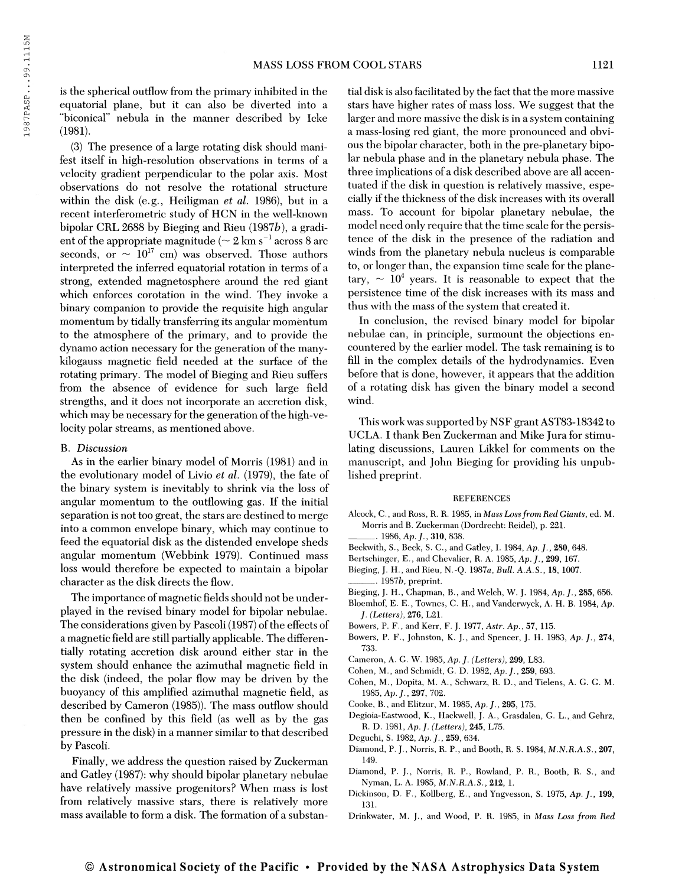is the spherical outflow from the primary inhibited in the equatorial plane, but it can also be diverted into a "biconical" nebula in the manner described by Icke (1981).

(3) The presence of a large rotating disk should manifest itself in high-resolution observations in terms of a velocity gradient perpendicular to the polar axis. Most observations do not resolve the rotational structure within the disk (e.g., Heiligman *et al.* 1986), but in a recent interferometric study of HCN in the well-known bipolar CRL 2688 by Bieging and Rieu (1987*b*), a gradient of the appropriate magnitude ($\sim 2$ km s$^{-1}$ across 8 arc seconds, or $\sim 10^{17}$ cm) was observed. Those authors interpreted the inferred equatorial rotation in terms of a strong, extended magnetosphere around the red giant which enforces corotation in the wind. They invoke a binary companion to provide the requisite high angular momentum by tidally transferring its angular momentum to the atmosphere of the primary, and to provide the dynamo action necessary for the generation of the many-kilogauss magnetic field needed at the surface of the rotating primary. The model of Bieging and Rieu suffers from the absence of evidence for such large field strengths, and it does not incorporate an accretion disk, which may be necessary for the generation of the high-velocity polar streams, as mentioned above.

### B. *Discussion*

As in the earlier binary model of Morris (1981) and in the evolutionary model of Livio *et al.* (1979), the fate of the binary system is inevitably to shrink via the loss of angular momentum to the outflowing gas. If the initial separation is not too great, the stars are destined to merge into a common envelope binary, which may continue to feed the equatorial disk as the distended envelope sheds angular momentum (Webbink 1979). Continued mass loss would therefore be expected to maintain a bipolar character as the disk directs the flow.

The importance of magnetic fields should not be underplayed in the revised binary model for bipolar nebulae. The considerations given by Pascoli (1987) of the effects of a magnetic field are still partially applicable. The differentially rotating accretion disk around either star in the system should enhance the azimuthal magnetic field in the disk (indeed, the polar flow may be driven by the buoyancy of this amplified azimuthal magnetic field, as described by Cameron (1985)). The mass outflow should then be confined by this field (as well as by the gas pressure in the disk) in a manner similar to that described by Pascoli.

Finally, we address the question raised by Zuckerman and Gatley (1987): why should bipolar planetary nebulae have relatively massive progenitors? When mass is lost from relatively massive stars, there is relatively more mass available to form a disk. The formation of a substantial disk is also facilitated by the fact that the more massive stars have higher rates of mass loss. We suggest that the larger and more massive the disk is in a system containing a mass-losing red giant, the more pronounced and obvious the bipolar character, both in the pre-planetary bipolar nebula phase and in the planetary nebula phase. The three implications of a disk described above are all accentuated if the disk in question is relatively massive, especially if the thickness of the disk increases with its overall mass. To account for bipolar planetary nebulae, the model need only require that the time scale for the persistence of the disk in the presence of the radiation and winds from the planetary nebula nucleus is comparable to, or longer than, the expansion time scale for the planetary, $\sim 10^4$ years. It is reasonable to expect that the persistence time of the disk increases with its mass and thus with the mass of the system that created it.

In conclusion, the revised binary model for bipolar nebulae can, in principle, surmount the objections encountered by the earlier model. The task remaining is to fill in the complex details of the hydrodynamics. Even before that is done, however, it appears that the addition of a rotating disk has given the binary model a second wind.

This work was supported by NSF grant AST83-18342 to UCLA. I thank Ben Zuckerman and Mike Jura for stimulating discussions, Lauren Likkel for comments on the manuscript, and John Bieging for providing his unpublished preprint.

## REFERENCES

Alcock, C., and Ross, R. R. 1985, in *Mass Loss from Red Giants*, ed. M. Morris and B. Zuckerman (Dordrecht: Reidel), p. 221.

———. 1986, *Ap. J.*, **310**, 838.

Beckwith, S., Beck, S. C., and Gatley, I. 1984, *Ap. J.*, **280**, 648.

Bertschinger, E., and Chevalier, R. A. 1985, *Ap. J.*, **299**, 167.

Bieging, J. H., and Rieu, N.-Q. 1987*a*, *Bull. A.A.S.*, **18**, 1007.

———. 1987*b*, preprint.

Bieging, J. H., Chapman, B., and Welch, W. J. 1984, *Ap. J.*, **285**, 656.

Bloemhof, E. E., Townes, C. H., and Vanderwyck, A. H. B. 1984, *Ap. J. (Letters)*, **276**, L21.

Bowers, P. F., and Kerr, F. J. 1977, *Astr. Ap.*, **57**, 115.

Bowers, P. F., Johnston, K. J., and Spencer, J. H. 1983, *Ap. J.*, **274**, 733.

Cameron, A. G. W. 1985, *Ap. J. (Letters)*, **299**, L83.

Cohen, M., and Schmidt, G. D. 1982, *Ap. J.*, **259**, 693.

Cohen, M., Dopita, M. A., Schwarz, R. D., and Tielens, A. G. G. M. 1985, *Ap. J.*, **297**, 702.

Cooke, B., and Elitzur, M. 1985, *Ap. J.*, **295**, 175.

Degioia-Eastwood, K., Hackwell, J. A., Grasdalen, G. L., and Gehrz, R. D. 1981, *Ap. J. (Letters)*, **245**, L75.

Deguchi, S. 1982, *Ap. J.*, **259**, 634.

Diamond, P. J., Norris, R. P., and Booth, R. S. 1984, *M.N.R.A.S.*, **207**, 149.

Diamond, P. J., Norris, R. P., Rowland, P. R., Booth, R. S., and Nyman, L. A. 1985, *M.N.R.A.S.*, **212**, 1.

Dickinson, D. F., Kollberg, E., and Yngvesson, S. 1975, *Ap. J.*, **199**, 131.

Drinkwater, M. J., and Wood, P. R. 1985, in *Mass Loss from Red*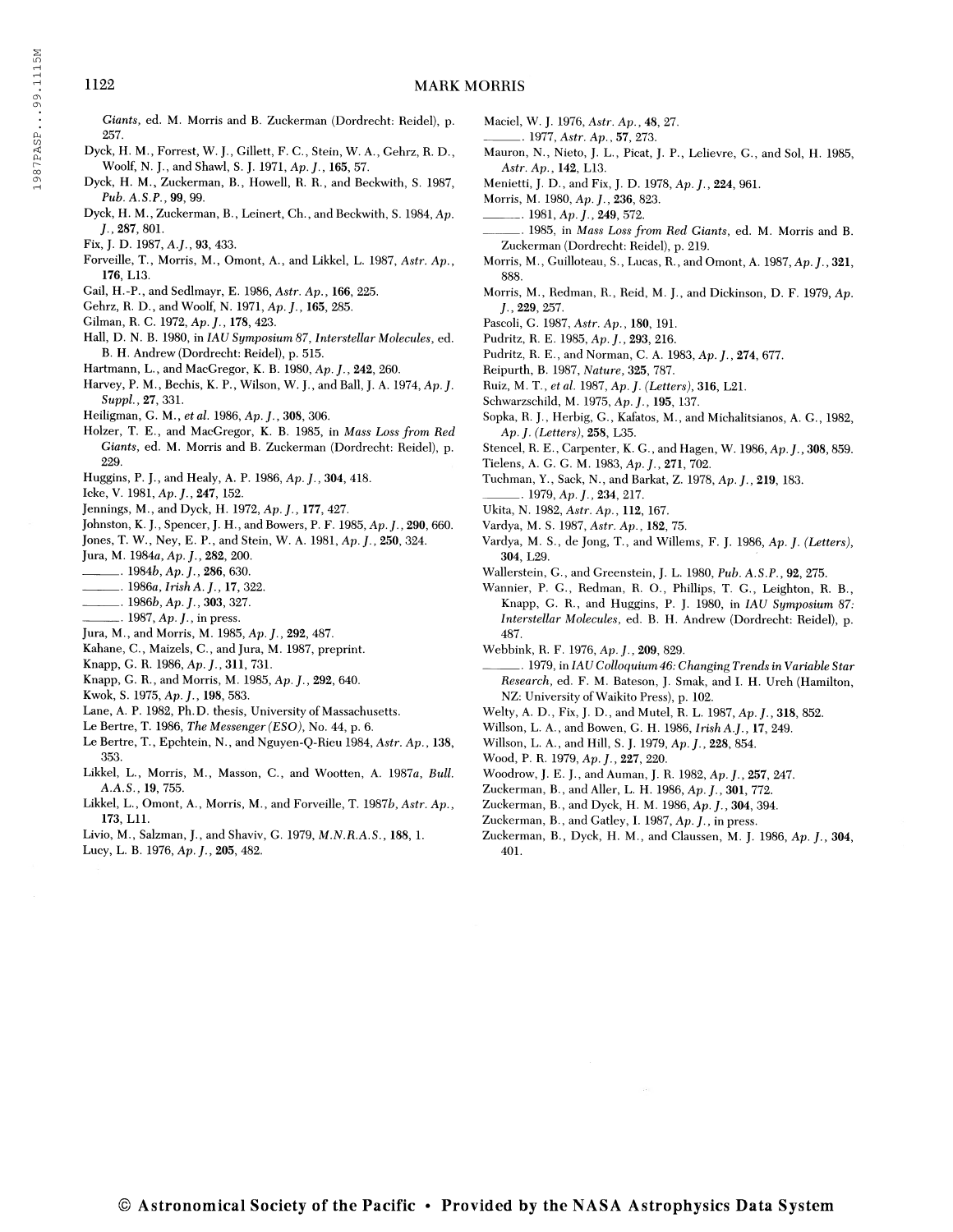*Giants*, ed. M. Morris and B. Zuckerman (Dordrecht: Reidel), p. 257.

Dyck, H. M., Forrest, W. J., Gillett, F. C., Stein, W. A., Gehrz, R. D., Woolf, N. J., and Shawl, S. J. 1971, *Ap. J.*, **165**, 57.

Dyck, H. M., Zuckerman, B., Howell, R. R., and Beckwith, S. 1987, *Pub. A.S.P.*, **99**, 99.

Dyck, H. M., Zuckerman, B., Leinert, Ch., and Beckwith, S. 1984, *Ap. J.*, **287**, 801.

Fix, J. D. 1987, *A.J.*, **93**, 433.

Forveille, T., Morris, M., Omont, A., and Likkel, L. 1987, *Astr. Ap.*, **176**, L13.

Gail, H.-P., and Sedlmayr, E. 1986, *Astr. Ap.*, **166**, 225.

Gehrz, R. D., and Woolf, N. 1971, *Ap. J.*, **165**, 285.

Gilman, R. C. 1972, *Ap. J.*, **178**, 423.

Hall, D. N. B. 1980, in *IAU Symposium 87, Interstellar Molecules*, ed. B. H. Andrew (Dordrecht: Reidel), p. 515.

Hartmann, L., and MacGregor, K. B. 1980, *Ap. J.*, **242**, 260.

Harvey, P. M., Bechis, K. P., Wilson, W. J., and Ball, J. A. 1974, *Ap. J. Suppl.*, **27**, 331.

Heiligman, G. M., *et al.* 1986, *Ap. J.*, **308**, 306.

Holzer, T. E., and MacGregor, K. B. 1985, in *Mass Loss from Red Giants*, ed. M. Morris and B. Zuckerman (Dordrecht: Reidel), p. 229.

Huggins, P. J., and Healy, A. P. 1986, *Ap. J.*, **304**, 418.

Icke, V. 1981, *Ap. J.*, **247**, 152.

Jennings, M., and Dyck, H. 1972, *Ap. J.*, **177**, 427.

Johnston, K. J., Spencer, J. H., and Bowers, P. F. 1985, *Ap. J.*, **290**, 660.

Jones, T. W., Ney, E. P., and Stein, W. A. 1981, *Ap. J.*, **250**, 324.

Jura, M. 1984*a*, *Ap. J.*, **282**, 200.

———. 1984*b*, *Ap. J.*, **286**, 630.

———. 1986*a*, *Irish A. J.*, **17**, 322.

———. 1986*b*, *Ap. J.*, **303**, 327.

———. 1987, *Ap. J.*, in press.

Jura, M., and Morris, M. 1985, *Ap. J.*, **292**, 487.

Kahane, C., Maizels, C., and Jura, M. 1987, preprint.

Knapp, G. R. 1986, *Ap. J.*, **311**, 731.

Knapp, G. R., and Morris, M. 1985, *Ap. J.*, **292**, 640.

Kwok, S. 1975, *Ap. J.*, **198**, 583.

Lane, A. P. 1982, Ph.D. thesis, University of Massachusetts.

Le Bertre, T. 1986, *The Messenger (ESO)*, No. 44, p. 6.

Le Bertre, T., Epchtein, N., and Nguyen-Q-Rieu 1984, *Astr. Ap.*, **138**, 353.

Likkel, L., Morris, M., Masson, C., and Wootten, A. 1987*a*, *Bull. A.A.S.*, **19**, 755.

Likkel, L., Omont, A., Morris, M., and Forveille, T. 1987*b*, *Astr. Ap.*, **173**, L11.

Livio, M., Salzman, J., and Shaviv, G. 1979, *M.N.R.A.S.*, **188**, 1.

Lucy, L. B. 1976, *Ap. J.*, **205**, 482.

Maciel, W. J. 1976, *Astr. Ap.*, **48**, 27.

———. 1977, *Astr. Ap.*, **57**, 273.

Mauron, N., Nieto, J. L., Picat, J. P., Lelievre, G., and Sol, H. 1985, *Astr. Ap.*, **142**, L13.

Menietti, J. D., and Fix, J. D. 1978, *Ap. J.*, **224**, 961.

Morris, M. 1980, *Ap. J.*, **236**, 823.

———. 1981, *Ap. J.*, **249**, 572.

———. 1985, in *Mass Loss from Red Giants*, ed. M. Morris and B. Zuckerman (Dordrecht: Reidel), p. 219.

Morris, M., Guilloteau, S., Lucas, R., and Omont, A. 1987, *Ap. J.*, **321**, 888.

Morris, M., Redman, R., Reid, M. J., and Dickinson, D. F. 1979, *Ap. J.*, **229**, 257.

Pascoli, G. 1987, *Astr. Ap.*, **180**, 191.

Pudritz, R. E. 1985, *Ap. J.*, **293**, 216.

Pudritz, R. E., and Norman, C. A. 1983, *Ap. J.*, **274**, 677.

Reipurth, B. 1987, *Nature*, **325**, 787.

Ruiz, M. T., *et al.* 1987, *Ap. J. (Letters)*, **316**, L21.

Schwarzschild, M. 1975, *Ap. J.*, **195**, 137.

Sopka, R. J., Herbig, G., Kafatos, M., and Michalitsianos, A. G., 1982, *Ap. J. (Letters)*, **258**, L35.

Stencel, R. E., Carpenter, K. G., and Hagen, W. 1986, *Ap. J.*, **308**, 859.

Tielens, A. G. G. M. 1983, *Ap. J.*, **271**, 702.

Tuchman, Y., Sack, N., and Barkat, Z. 1978, *Ap. J.*, **219**, 183.

———. 1979, *Ap. J.*, **234**, 217.

Ukita, N. 1982, *Astr. Ap.*, **112**, 167.

Vardya, M. S. 1987, *Astr. Ap.*, **182**, 75.

Vardya, M. S., de Jong, T., and Willems, F. J. 1986, *Ap. J. (Letters)*, **304**, L29.

Wallerstein, G., and Greenstein, J. L. 1980, *Pub. A.S.P.*, **92**, 275.

Wannier, P. G., Redman, R. O., Phillips, T. G., Leighton, R. B., Knapp, G. R., and Huggins, P. J. 1980, in *IAU Symposium 87: Interstellar Molecules*, ed. B. H. Andrew (Dordrecht: Reidel), p. 487.

Webbink, R. F. 1976, *Ap. J.*, **209**, 829.

———. 1979, in *IAU Colloquium 46: Changing Trends in Variable Star Research*, ed. F. M. Bateson, J. Smak, and I. H. Ureh (Hamilton, NZ: University of Waikito Press), p. 102.

Welty, A. D., Fix, J. D., and Mutel, R. L. 1987, *Ap. J.*, **318**, 852.

Willson, L. A., and Bowen, G. H. 1986, *Irish A.J.*, **17**, 249.

Willson, L. A., and Hill, S. J. 1979, *Ap. J.*, **228**, 854.

Wood, P. R. 1979, *Ap. J.*, **227**, 220.

Woodrow, J. E. J., and Auman, J. R. 1982, *Ap. J.*, **257**, 247.

Zuckerman, B., and Aller, L. H. 1986, *Ap. J.*, **301**, 772.

Zuckerman, B., and Dyck, H. M. 1986, *Ap. J.*, **304**, 394.

Zuckerman, B., and Gatley, I. 1987, *Ap. J.*, in press.

Zuckerman, B., Dyck, H. M., and Claussen, M. J. 1986, *Ap. J.*, **304**, 401.